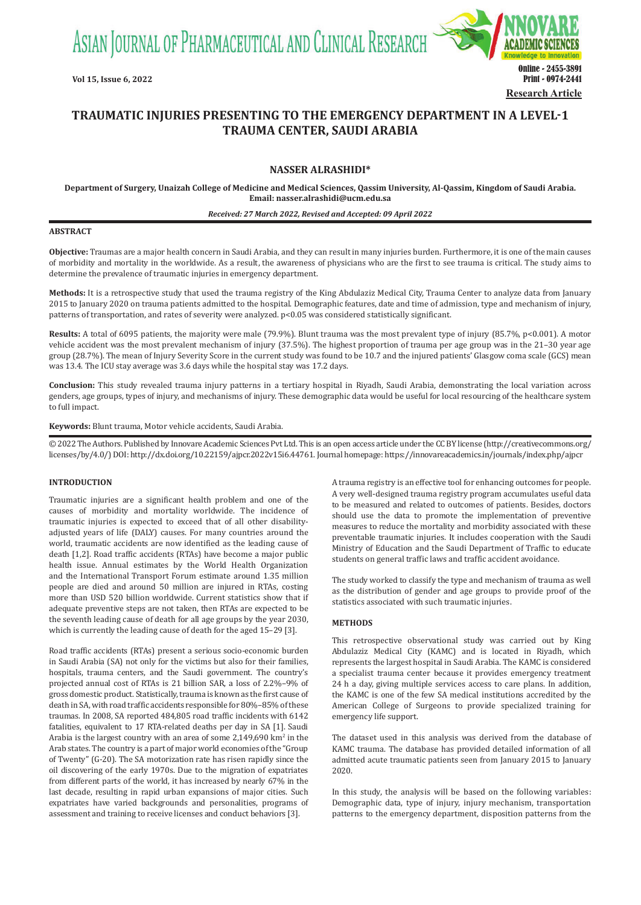# TRAUMATIC INJURIES PRESENTING TO THE EMERGENCY DEPARTMENT IN A LEVEL-1 TRAUMA CENTER, SAUDI ARABIA

**NASSER ALRASHIDI***

**Department of Surgery, Unaizah College of Medicine and Medical Sciences, Qassim University, Al-Qassim, Kingdom of Saudi Arabia. Email: nasser.alrashidi@ucm.edu.sa**

***Received: 27 March 2022, Revised and Accepted: 09 April 2022***

## ABSTRACT

**Objective:** Traumas are a major health concern in Saudi Arabia, and they can result in many injuries burden. Furthermore, it is one of the main causes of morbidity and mortality in the worldwide. As a result, the awareness of physicians who are the first to see trauma is critical. The study aims to determine the prevalence of traumatic injuries in emergency department.

**Methods:** It is a retrospective study that used the trauma registry of the King Abdulaziz Medical City, Trauma Center to analyze data from January 2015 to January 2020 on trauma patients admitted to the hospital. Demographic features, date and time of admission, type and mechanism of injury, patterns of transportation, and rates of severity were analyzed. $p<0.05$ was considered statistically significant.

**Results:** A total of 6095 patients, the majority were male (79.9%). Blunt trauma was the most prevalent type of injury (85.7%, $p<0.001$). A motor vehicle accident was the most prevalent mechanism of injury (37.5%). The highest proportion of trauma per age group was in the 21–30 year age group (28.7%). The mean of Injury Severity Score in the current study was found to be 10.7 and the injured patients' Glasgow coma scale (GCS) mean was 13.4. The ICU stay average was 3.6 days while the hospital stay was 17.2 days.

**Conclusion:** This study revealed trauma injury patterns in a tertiary hospital in Riyadh, Saudi Arabia, demonstrating the local variation across genders, age groups, types of injury, and mechanisms of injury. These demographic data would be useful for local resourcing of the healthcare system to full impact.

**Keywords:** Blunt trauma, Motor vehicle accidents, Saudi Arabia.

© 2022 The Authors. Published by Innovare Academic Sciences Pvt Ltd. This is an open access article under the CC BY license (http://creativecommons.org/licenses/by/4.0/) DOI: http://dx.doi.org/10.22159/ajpcr.2022v15i6.44761. Journal homepage: https://innovareacademics.in/journals/index.php/ajpcr

## INTRODUCTION

Traumatic injuries are a significant health problem and one of the causes of morbidity and mortality worldwide. The incidence of traumatic injuries is expected to exceed that of all other disability-adjusted years of life (DALY) causes. For many countries around the world, traumatic accidents are now identified as the leading cause of death [1,2]. Road traffic accidents (RTAs) have become a major public health issue. Annual estimates by the World Health Organization and the International Transport Forum estimate around 1.35 million people are died and around 50 million are injured in RTAs, costing more than USD 520 billion worldwide. Current statistics show that if adequate preventive steps are not taken, then RTAs are expected to be the seventh leading cause of death for all age groups by the year 2030, which is currently the leading cause of death for the aged 15–29 [3].

Road traffic accidents (RTAs) present a serious socio-economic burden in Saudi Arabia (SA) not only for the victims but also for their families, hospitals, trauma centers, and the Saudi government. The country's projected annual cost of RTAs is 21 billion SAR, a loss of 2.2%–9% of gross domestic product. Statistically, trauma is known as the first cause of death in SA, with road traffic accidents responsible for 80%–85% of these traumas. In 2008, SA reported 484,805 road traffic incidents with 6142 fatalities, equivalent to 17 RTA-related deaths per day in SA [1]. Saudi Arabia is the largest country with an area of some 2,149,690 km$^2$ in the Arab states. The country is a part of major world economies of the "Group of Twenty" (G-20). The SA motorization rate has risen rapidly since the oil discovering of the early 1970s. Due to the migration of expatriates from different parts of the world, it has increased by nearly 67% in the last decade, resulting in rapid urban expansions of major cities. Such expatriates have varied backgrounds and personalities, programs of assessment and training to receive licenses and conduct behaviors [3].

A trauma registry is an effective tool for enhancing outcomes for people. A very well-designed trauma registry program accumulates useful data to be measured and related to outcomes of patients. Besides, doctors should use the data to promote the implementation of preventive measures to reduce the mortality and morbidity associated with these preventable traumatic injuries. It includes cooperation with the Saudi Ministry of Education and the Saudi Department of Traffic to educate students on general traffic laws and traffic accident avoidance.

The study worked to classify the type and mechanism of trauma as well as the distribution of gender and age groups to provide proof of the statistics associated with such traumatic injuries.

## METHODS

This retrospective observational study was carried out by King Abdulaziz Medical City (KAMC) and is located in Riyadh, which represents the largest hospital in Saudi Arabia. The KAMC is considered a specialist trauma center because it provides emergency treatment 24 h a day, giving multiple services access to care plans. In addition, the KAMC is one of the few SA medical institutions accredited by the American College of Surgeons to provide specialized training for emergency life support.

The dataset used in this analysis was derived from the database of KAMC trauma. The database has provided detailed information of all admitted acute traumatic patients seen from January 2015 to January 2020.

In this study, the analysis will be based on the following variables: Demographic data, type of injury, injury mechanism, transportation patterns to the emergency department, disposition patterns from the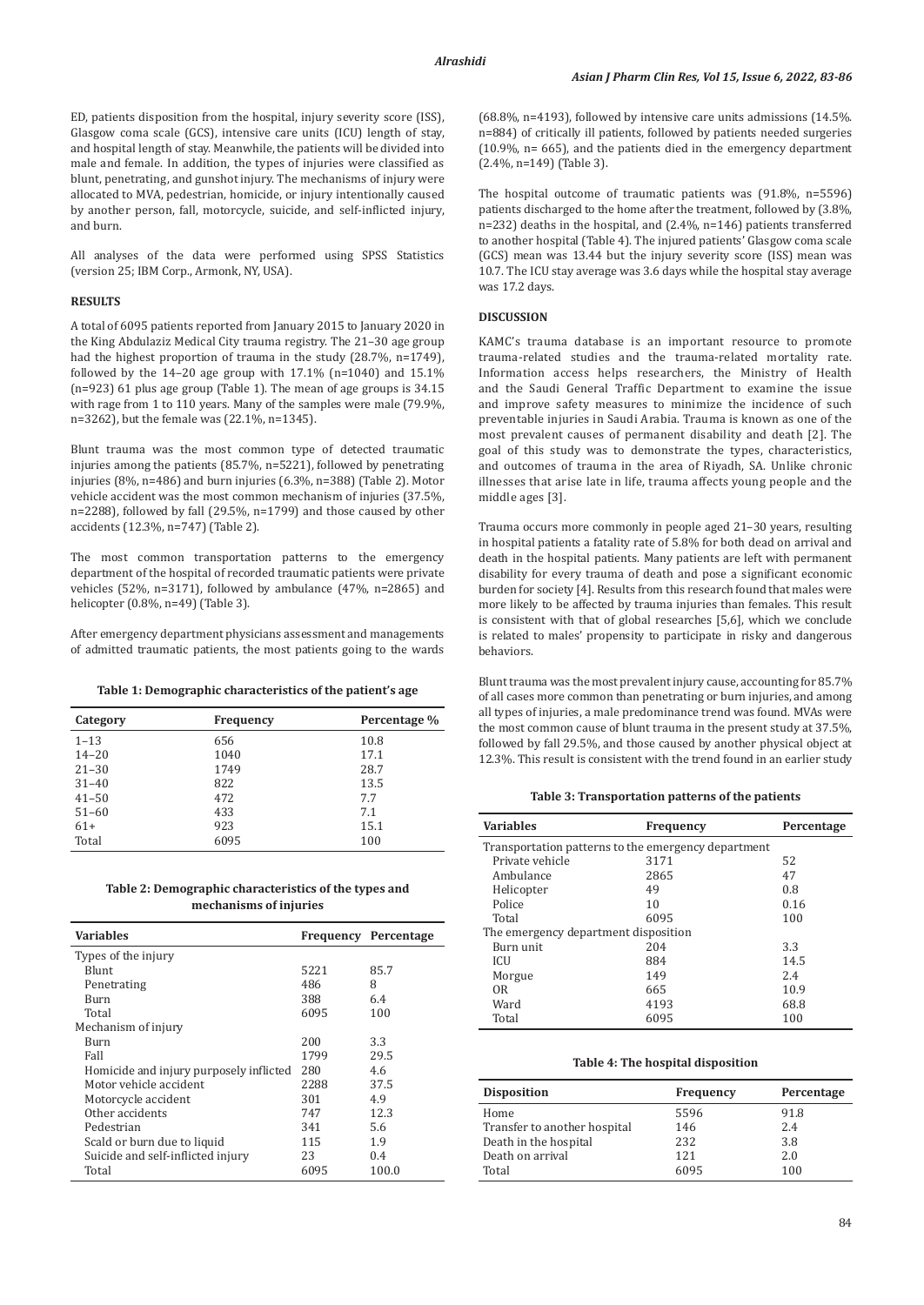ED, patients disposition from the hospital, injury severity score (ISS), Glasgow coma scale (GCS), intensive care units (ICU) length of stay, and hospital length of stay. Meanwhile, the patients will be divided into male and female. In addition, the types of injuries were classified as blunt, penetrating, and gunshot injury. The mechanisms of injury were allocated to MVA, pedestrian, homicide, or injury intentionally caused by another person, fall, motorcycle, suicide, and self-inflicted injury, and burn.

All analyses of the data were performed using SPSS Statistics (version 25; IBM Corp., Armonk, NY, USA).

## RESULTS

A total of 6095 patients reported from January 2015 to January 2020 in the King Abdulaziz Medical City trauma registry. The 21–30 age group had the highest proportion of trauma in the study (28.7%, n=1749), followed by the 14–20 age group with 17.1% (n=1040) and 15.1% (n=923) 61 plus age group (Table 1). The mean of age groups is 34.15 with rage from 1 to 110 years. Many of the samples were male (79.9%, n=3262), but the female was (22.1%, n=1345).

Blunt trauma was the most common type of detected traumatic injuries among the patients (85.7%, n=5221), followed by penetrating injuries (8%, n=486) and burn injuries (6.3%, n=388) (Table 2). Motor vehicle accident was the most common mechanism of injuries (37.5%, n=2288), followed by fall (29.5%, n=1799) and those caused by other accidents (12.3%, n=747) (Table 2).

The most common transportation patterns to the emergency department of the hospital of recorded traumatic patients were private vehicles (52%, n=3171), followed by ambulance (47%, n=2865) and helicopter (0.8%, n=49) (Table 3).

After emergency department physicians assessment and managements of admitted traumatic patients, the most patients going to the wards (68.8%, n=4193), followed by intensive care units admissions (14.5%. n=884) of critically ill patients, followed by patients needed surgeries (10.9%, n= 665), and the patients died in the emergency department (2.4%, n=149) (Table 3).

The hospital outcome of traumatic patients was (91.8%, n=5596) patients discharged to the home after the treatment, followed by (3.8%, n=232) deaths in the hospital, and (2.4%, n=146) patients transferred to another hospital (Table 4). The injured patients' Glasgow coma scale (GCS) mean was 13.44 but the injury severity score (ISS) mean was 10.7. The ICU stay average was 3.6 days while the hospital stay average was 17.2 days.

**Table 1: Demographic characteristics of the patient's age**

| Category | Frequency | Percentage % |
|---|---|---|
| 1–13 | 656 | 10.8 |
| 14–20 | 1040 | 17.1 |
| 21–30 | 1749 | 28.7 |
| 31–40 | 822 | 13.5 |
| 41–50 | 472 | 7.7 |
| 51–60 | 433 | 7.1 |
| 61+ | 923 | 15.1 |
| Total | 6095 | 100 |

**Table 2: Demographic characteristics of the types and mechanisms of injuries**

| Variables | Frequency | Percentage |
|---|---|---|
| Types of the injury | | |
| Blunt | 5221 | 85.7 |
| Penetrating | 486 | 8 |
| Burn | 388 | 6.4 |
| Total | 6095 | 100 |
| Mechanism of injury | | |
| Burn | 200 | 3.3 |
| Fall | 1799 | 29.5 |
| Homicide and injury purposely inflicted | 280 | 4.6 |
| Motor vehicle accident | 2288 | 37.5 |
| Motorcycle accident | 301 | 4.9 |
| Other accidents | 747 | 12.3 |
| Pedestrian | 341 | 5.6 |
| Scald or burn due to liquid | 115 | 1.9 |
| Suicide and self-inflicted injury | 23 | 0.4 |
| Total | 6095 | 100.0 |

## DISCUSSION

KAMC's trauma database is an important resource to promote trauma-related studies and the trauma-related mortality rate. Information access helps researchers, the Ministry of Health and the Saudi General Traffic Department to examine the issue and improve safety measures to minimize the incidence of such preventable injuries in Saudi Arabia. Trauma is known as one of the most prevalent causes of permanent disability and death [2]. The goal of this study was to demonstrate the types, characteristics, and outcomes of trauma in the area of Riyadh, SA. Unlike chronic illnesses that arise late in life, trauma affects young people and the middle ages [3].

Trauma occurs more commonly in people aged 21–30 years, resulting in hospital patients a fatality rate of 5.8% for both dead on arrival and death in the hospital patients. Many patients are left with permanent disability for every trauma of death and pose a significant economic burden for society [4]. Results from this research found that males were more likely to be affected by trauma injuries than females. This result is consistent with that of global researches [5,6], which we conclude is related to males' propensity to participate in risky and dangerous behaviors.

Blunt trauma was the most prevalent injury cause, accounting for 85.7% of all cases more common than penetrating or burn injuries, and among all types of injuries, a male predominance trend was found. MVAs were the most common cause of blunt trauma in the present study at 37.5%, followed by fall 29.5%, and those caused by another physical object at 12.3%. This result is consistent with the trend found in an earlier study

**Table 3: Transportation patterns of the patients**

| Variables | Frequency | Percentage |
|---|---|---|
| Transportation patterns to the emergency department | | |
| Private vehicle | 3171 | 52 |
| Ambulance | 2865 | 47 |
| Helicopter | 49 | 0.8 |
| Police | 10 | 0.16 |
| Total | 6095 | 100 |
| The emergency department disposition | | |
| Burn unit | 204 | 3.3 |
| ICU | 884 | 14.5 |
| Morgue | 149 | 2.4 |
| OR | 665 | 10.9 |
| Ward | 4193 | 68.8 |
| Total | 6095 | 100 |

**Table 4: The hospital disposition**

| Disposition | Frequency | Percentage |
|---|---|---|
| Home | 5596 | 91.8 |
| Transfer to another hospital | 146 | 2.4 |
| Death in the hospital | 232 | 3.8 |
| Death on arrival | 121 | 2.0 |
| Total | 6095 | 100 |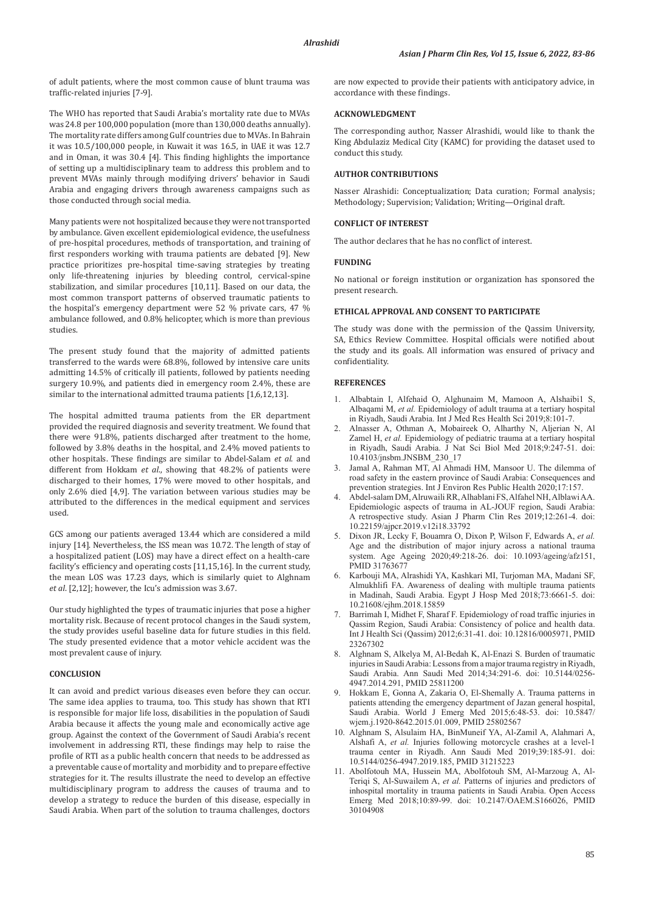of adult patients, where the most common cause of blunt trauma was traffic-related injuries [7-9].

The WHO has reported that Saudi Arabia's mortality rate due to MVAs was 24.8 per 100,000 population (more than 130,000 deaths annually). The mortality rate differs among Gulf countries due to MVAs. In Bahrain it was 10.5/100,000 people, in Kuwait it was 16.5, in UAE it was 12.7 and in Oman, it was 30.4 [4]. This finding highlights the importance of setting up a multidisciplinary team to address this problem and to prevent MVAs mainly through modifying drivers' behavior in Saudi Arabia and engaging drivers through awareness campaigns such as those conducted through social media.

Many patients were not hospitalized because they were not transported by ambulance. Given excellent epidemiological evidence, the usefulness of pre-hospital procedures, methods of transportation, and training of first responders working with trauma patients are debated [9]. New practice prioritizes pre-hospital time-saving strategies by treating only life-threatening injuries by bleeding control, cervical-spine stabilization, and similar procedures [10,11]. Based on our data, the most common transport patterns of observed traumatic patients to the hospital's emergency department were 52 % private cars, 47 % ambulance followed, and 0.8% helicopter, which is more than previous studies.

The present study found that the majority of admitted patients transferred to the wards were 68.8%, followed by intensive care units admitting 14.5% of critically ill patients, followed by patients needing surgery 10.9%, and patients died in emergency room 2.4%, these are similar to the international admitted trauma patients [1,6,12,13].

The hospital admitted trauma patients from the ER department provided the required diagnosis and severity treatment. We found that there were 91.8%, patients discharged after treatment to the home, followed by 3.8% deaths in the hospital, and 2.4% moved patients to other hospitals. These findings are similar to Abdel-Salam *et al*. and different from Hokkam *et al*., showing that 48.2% of patients were discharged to their homes, 17% were moved to other hospitals, and only 2.6% died [4,9]. The variation between various studies may be attributed to the differences in the medical equipment and services used.

GCS among our patients averaged 13.44 which are considered a mild injury [14]. Nevertheless, the ISS mean was 10.72. The length of stay of a hospitalized patient (LOS) may have a direct effect on a health-care facility's efficiency and operating costs [11,15,16]. In the current study, the mean LOS was 17.23 days, which is similarly quiet to Alghnam *et al*. [2,12]; however, the Icu's admission was 3.67.

Our study highlighted the types of traumatic injuries that pose a higher mortality risk. Because of recent protocol changes in the Saudi system, the study provides useful baseline data for future studies in this field. The study presented evidence that a motor vehicle accident was the most prevalent cause of injury.

## CONCLUSION

It can avoid and predict various diseases even before they can occur. The same idea applies to trauma, too. This study has shown that RTI is responsible for major life loss, disabilities in the population of Saudi Arabia because it affects the young male and economically active age group. Against the context of the Government of Saudi Arabia's recent involvement in addressing RTI, these findings may help to raise the profile of RTI as a public health concern that needs to be addressed as a preventable cause of mortality and morbidity and to prepare effective strategies for it. The results illustrate the need to develop an effective multidisciplinary program to address the causes of trauma and to develop a strategy to reduce the burden of this disease, especially in Saudi Arabia. When part of the solution to trauma challenges, doctors are now expected to provide their patients with anticipatory advice, in accordance with these findings.

## ACKNOWLEDGMENT

The corresponding author, Nasser Alrashidi, would like to thank the King Abdulaziz Medical City (KAMC) for providing the dataset used to conduct this study.

## AUTHOR CONTRIBUTIONS

Nasser Alrashidi: Conceptualization; Data curation; Formal analysis; Methodology; Supervision; Validation; Writing—Original draft.

## CONFLICT OF INTEREST

The author declares that he has no conflict of interest.

## FUNDING

No national or foreign institution or organization has sponsored the present research.

## ETHICAL APPROVAL AND CONSENT TO PARTICIPATE

The study was done with the permission of the Qassim University, SA, Ethics Review Committee. Hospital officials were notified about the study and its goals. All information was ensured of privacy and confidentiality.

## REFERENCES

1. Albabtain I, Alfehaid O, Alghunaim M, Mamoon A, Alshaibi1 S, Albaqami M, *et al.* Epidemiology of adult trauma at a tertiary hospital in Riyadh, Saudi Arabia. Int J Med Res Health Sci 2019;8:101-7.
2. Alnasser A, Othman A, Mobaireek O, Alharthy N, Aljerian N, Al Zamel H, *et al.* Epidemiology of pediatric trauma at a tertiary hospital in Riyadh, Saudi Arabia. J Nat Sci Biol Med 2018;9:247-51. doi: 10.4103/jnsbm.JNSBM_230_17
3. Jamal A, Rahman MT, Al Ahmadi HM, Mansoor U. The dilemma of road safety in the eastern province of Saudi Arabia: Consequences and prevention strategies. Int J Environ Res Public Health 2020;17:157.
4. Abdel-salam DM, Alruwaili RR, Alhablani FS, Alfahel NH, Alblawi AA. Epidemiologic aspects of trauma in AL-JOUF region, Saudi Arabia: A retrospective study. Asian J Pharm Clin Res 2019;12:261-4. doi: 10.22159/ajpcr.2019.v12i18.33792
5. Dixon JR, Lecky F, Bouamra O, Dixon P, Wilson F, Edwards A, *et al.* Age and the distribution of major injury across a national trauma system. Age Ageing 2020;49:218-26. doi: 10.1093/ageing/afz151, PMID 31763677
6. Karbouji MA, Alrashidi YA, Kashkari MI, Turjoman MA, Madani SF, Almukhlifi FA. Awareness of dealing with multiple trauma patients in Madinah, Saudi Arabia. Egypt J Hosp Med 2018;73:6661-5. doi: 10.21608/ejhm.2018.15859
7. Barrimah I, Midhet F, Sharaf F. Epidemiology of road traffic injuries in Qassim Region, Saudi Arabia: Consistency of police and health data. Int J Health Sci (Qassim) 2012;6:31-41. doi: 10.12816/0005971, PMID 23267302
8. Alghnam S, Alkelya M, Al-Bedah K, Al-Enazi S. Burden of traumatic injuries in Saudi Arabia: Lessons from a major trauma registry in Riyadh, Saudi Arabia. Ann Saudi Med 2014;34:291-6. doi: 10.5144/0256-4947.2014.291, PMID 25811200
9. Hokkam E, Gonna A, Zakaria O, El-Shemally A. Trauma patterns in patients attending the emergency department of Jazan general hospital, Saudi Arabia. World J Emerg Med 2015;6:48-53. doi: 10.5847/wjem.j.1920-8642.2015.01.009, PMID 25802567
10. Alghnam S, Alsulaim HA, BinMuneif YA, Al-Zamil A, Alahmari A, Alshafi A, *et al.* Injuries following motorcycle crashes at a level-1 trauma center in Riyadh. Ann Saudi Med 2019;39:185-91. doi: 10.5144/0256-4947.2019.185, PMID 31215223
11. Abolfotouh MA, Hussein MA, Abolfotouh SM, Al-Marzoug A, Al-Teriqi S, Al-Suwailem A, *et al.* Patterns of injuries and predictors of inhospital mortality in trauma patients in Saudi Arabia. Open Access Emerg Med 2018;10:89-99. doi: 10.2147/OAEM.S166026, PMID 30104908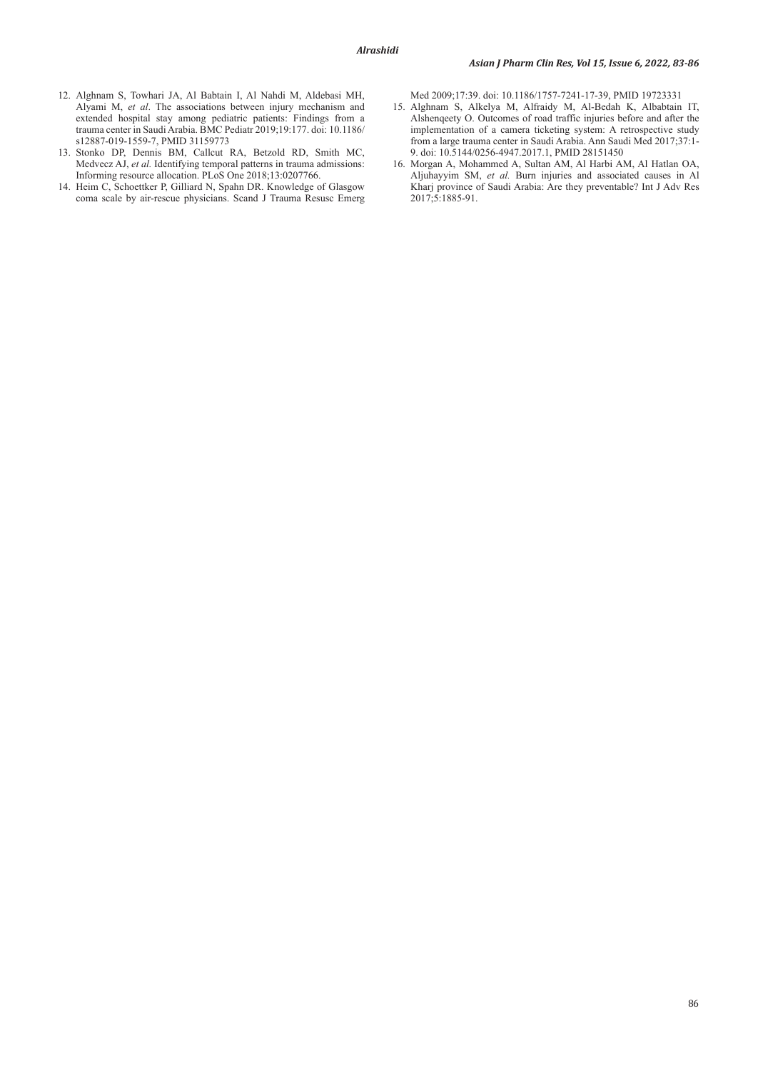12. Alghnam S, Towhari JA, Al Babtain I, Al Nahdi M, Aldebasi MH, Alyami M, *et al*. The associations between injury mechanism and extended hospital stay among pediatric patients: Findings from a trauma center in Saudi Arabia. BMC Pediatr 2019;19:177. doi: 10.1186/s12887-019-1559-7, PMID 31159773
13. Stonko DP, Dennis BM, Callcut RA, Betzold RD, Smith MC, Medvecz AJ, *et al.* Identifying temporal patterns in trauma admissions: Informing resource allocation. PLoS One 2018;13:0207766.
14. Heim C, Schoettker P, Gilliard N, Spahn DR. Knowledge of Glasgow coma scale by air-rescue physicians. Scand J Trauma Resusc Emerg Med 2009;17:39. doi: 10.1186/1757-7241-17-39, PMID 19723331
15. Alghnam S, Alkelya M, Alfraidy M, Al-Bedah K, Albabtain IT, Alshenqeety O. Outcomes of road traffic injuries before and after the implementation of a camera ticketing system: A retrospective study from a large trauma center in Saudi Arabia. Ann Saudi Med 2017;37:1-9. doi: 10.5144/0256-4947.2017.1, PMID 28151450
16. Morgan A, Mohammed A, Sultan AM, Al Harbi AM, Al Hatlan OA, Aljuhayyim SM, *et al.* Burn injuries and associated causes in Al Kharj province of Saudi Arabia: Are they preventable? Int J Adv Res 2017;5:1885-91.